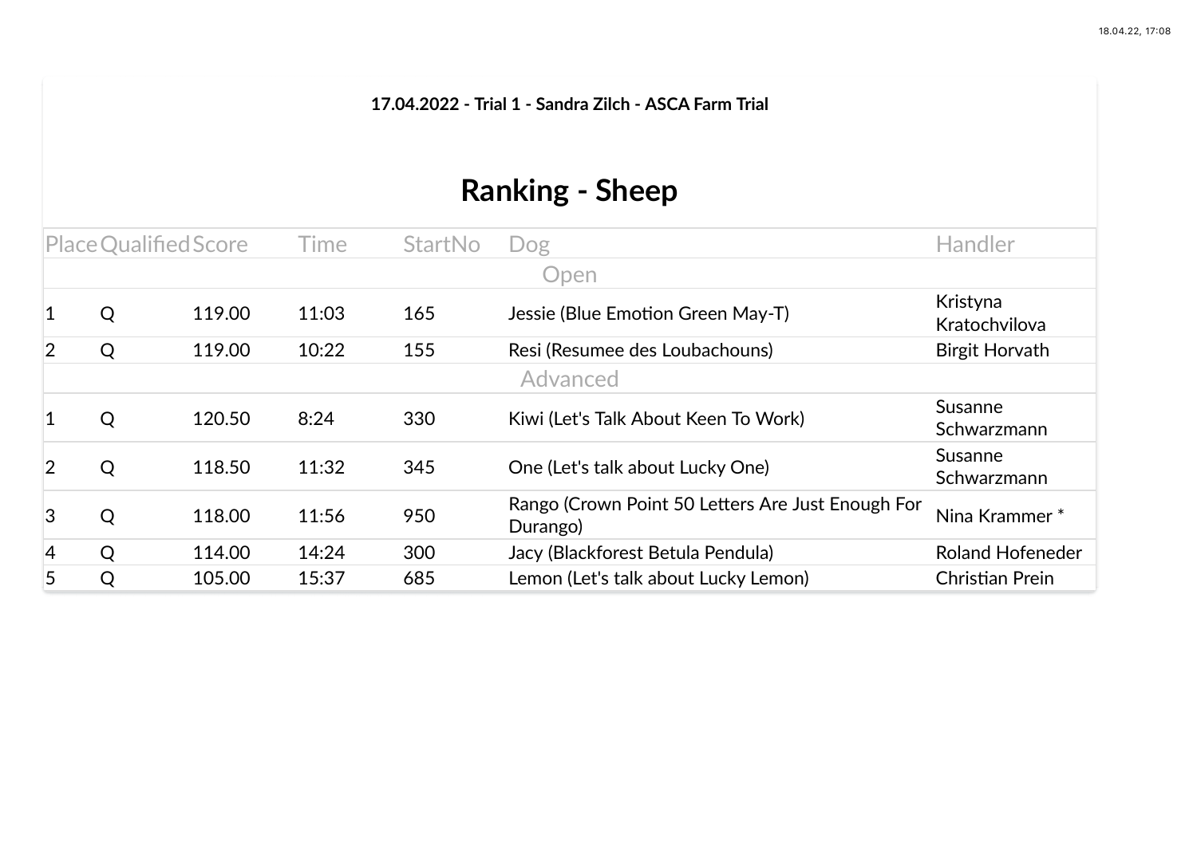**17.04.2022 - Trial 1 - Sandra Zilch - ASCA Farm Trial**

# Ranking - Sheep

| Place | Qualified | Score | Time | StartNo | Dog | Handler |
|---|---|---|---|---|---|---|
| | | | Open | | | |
| 1 | Q | 119.00 | 11:03 | 165 | Jessie (Blue Emotion Green May-T) | Kristyna Kratochvilova |
| 2 | Q | 119.00 | 10:22 | 155 | Resi (Resumee des Loubachouns) | Birgit Horvath |
| | | | Advanced | | | |
| 1 | Q | 120.50 | 8:24 | 330 | Kiwi (Let's Talk About Keen To Work) | Susanne Schwarzmann |
| 2 | Q | 118.50 | 11:32 | 345 | One (Let's talk about Lucky One) | Susanne Schwarzmann |
| 3 | Q | 118.00 | 11:56 | 950 | Rango (Crown Point 50 Letters Are Just Enough For Durango) | Nina Krammer * |
| 4 | Q | 114.00 | 14:24 | 300 | Jacy (Blackforest Betula Pendula) | Roland Hofeneder |
| 5 | Q | 105.00 | 15:37 | 685 | Lemon (Let's talk about Lucky Lemon) | Christian Prein |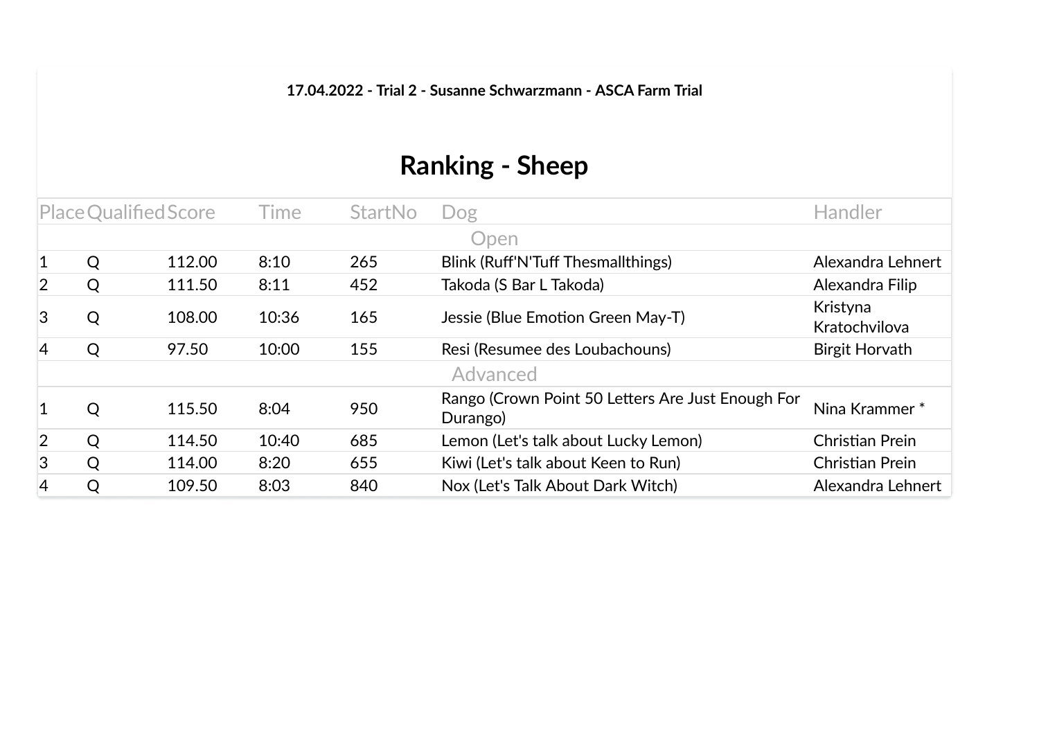17.04.2022 - Trial 2 - Susanne Schwarzmann - ASCA Farm Trial

# Ranking - Sheep

| Place | Qualified | Score | Time | StartNo | Dog | Handler |
|---|---|---|---|---|---|---|
| | | | Open | | | |
| 1 | Q | 112.00 | 8:10 | 265 | Blink (Ruff'N'Tuff Thesmallthings) | Alexandra Lehnert |
| 2 | Q | 111.50 | 8:11 | 452 | Takoda (S Bar L Takoda) | Alexandra Filip |
| 3 | Q | 108.00 | 10:36 | 165 | Jessie (Blue Emotion Green May-T) | Kristyna Kratochvilova |
| 4 | Q | 97.50 | 10:00 | 155 | Resi (Resumee des Loubachouns) | Birgit Horvath |
| | | | Advanced | | | |
| 1 | Q | 115.50 | 8:04 | 950 | Rango (Crown Point 50 Letters Are Just Enough For Durango) | Nina Krammer * |
| 2 | Q | 114.50 | 10:40 | 685 | Lemon (Let's talk about Lucky Lemon) | Christian Prein |
| 3 | Q | 114.00 | 8:20 | 655 | Kiwi (Let's talk about Keen to Run) | Christian Prein |
| 4 | Q | 109.50 | 8:03 | 840 | Nox (Let's Talk About Dark Witch) | Alexandra Lehnert |